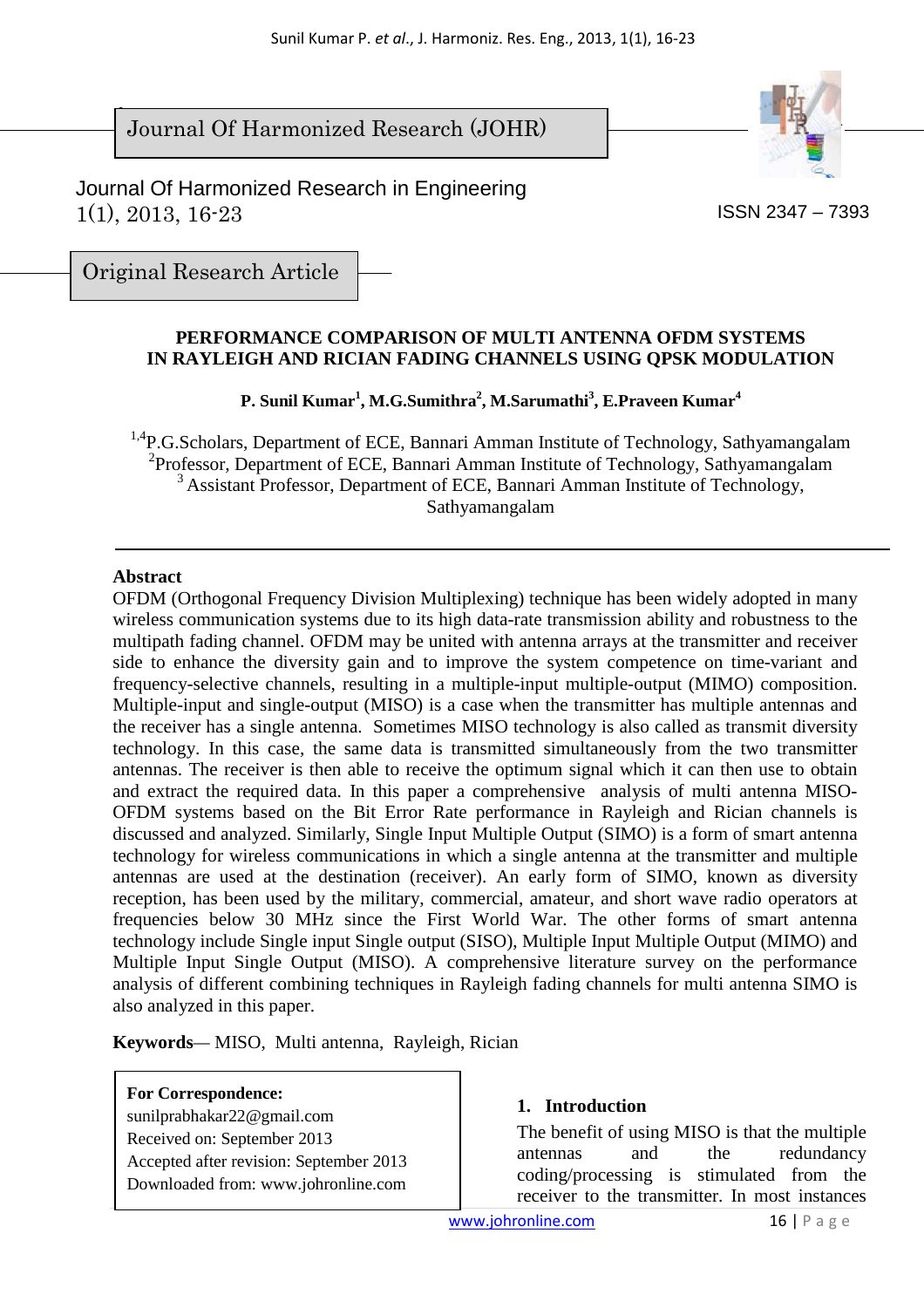Journal Of Harmonized Research (JOHR)

Journal Of Harmonized Research in Engineering
1(1), 2013, 16-23

ISSN 2347 – 7393

Original Research Article

# PERFORMANCE COMPARISON OF MULTI ANTENNA OFDM SYSTEMS IN RAYLEIGH AND RICIAN FADING CHANNELS USING QPSK MODULATION

**P. Sunil Kumar[1], M.G.Sumithra[2], M.Sarumathi[3], E.Praveen Kumar[4]**

[1,4]P.G.Scholars, Department of ECE, Bannari Amman Institute of Technology, Sathyamangalam
[2]Professor, Department of ECE, Bannari Amman Institute of Technology, Sathyamangalam
[3] Assistant Professor, Department of ECE, Bannari Amman Institute of Technology, Sathyamangalam

## Abstract

OFDM (Orthogonal Frequency Division Multiplexing) technique has been widely adopted in many wireless communication systems due to its high data-rate transmission ability and robustness to the multipath fading channel. OFDM may be united with antenna arrays at the transmitter and receiver side to enhance the diversity gain and to improve the system competence on time-variant and frequency-selective channels, resulting in a multiple-input multiple-output (MIMO) composition. Multiple-input and single-output (MISO) is a case when the transmitter has multiple antennas and the receiver has a single antenna. Sometimes MISO technology is also called as transmit diversity technology. In this case, the same data is transmitted simultaneously from the two transmitter antennas. The receiver is then able to receive the optimum signal which it can then use to obtain and extract the required data. In this paper a comprehensive analysis of multi antenna MISO-OFDM systems based on the Bit Error Rate performance in Rayleigh and Rician channels is discussed and analyzed. Similarly, Single Input Multiple Output (SIMO) is a form of smart antenna technology for wireless communications in which a single antenna at the transmitter and multiple antennas are used at the destination (receiver). An early form of SIMO, known as diversity reception, has been used by the military, commercial, amateur, and short wave radio operators at frequencies below 30 MHz since the First World War. The other forms of smart antenna technology include Single input Single output (SISO), Multiple Input Multiple Output (MIMO) and Multiple Input Single Output (MISO). A comprehensive literature survey on the performance analysis of different combining techniques in Rayleigh fading channels for multi antenna SIMO is also analyzed in this paper.

**Keywords**— MISO, Multi antenna, Rayleigh, Rician

**For Correspondence:**
sunilprabhakar22@gmail.com
Received on: September 2013
Accepted after revision: September 2013
Downloaded from: www.johronline.com

## 1. Introduction

The benefit of using MISO is that the multiple antennas and the redundancy coding/processing is stimulated from the receiver to the transmitter. In most instances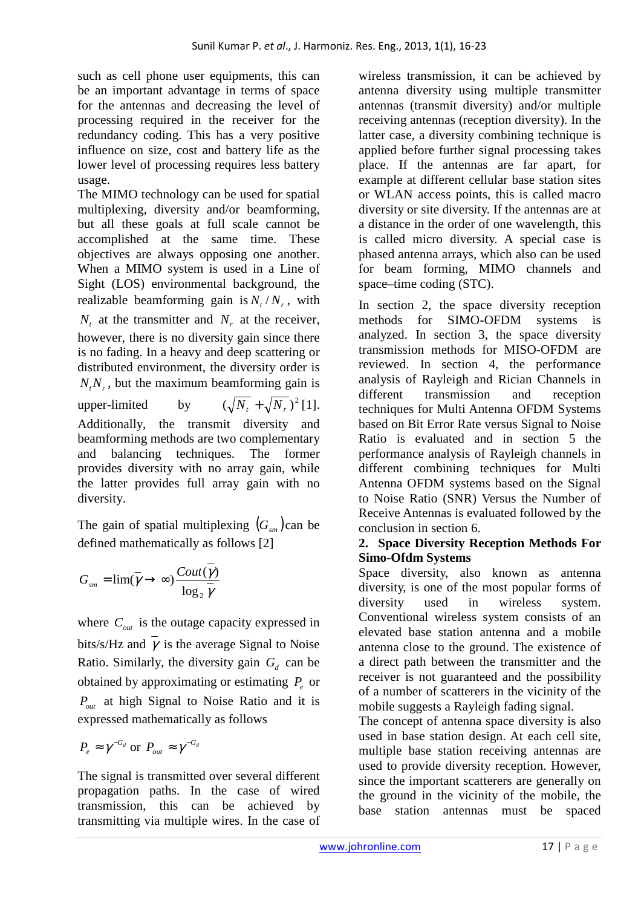such as cell phone user equipments, this can be an important advantage in terms of space for the antennas and decreasing the level of processing required in the receiver for the redundancy coding. This has a very positive influence on size, cost and battery life as the lower level of processing requires less battery usage.

The MIMO technology can be used for spatial multiplexing, diversity and/or beamforming, but all these goals at full scale cannot be accomplished at the same time. These objectives are always opposing one another. When a MIMO system is used in a Line of Sight (LOS) environmental background, the realizable beamforming gain is $N_t / N_r$, with $N_t$ at the transmitter and $N_r$ at the receiver, however, there is no diversity gain since there is no fading. In a heavy and deep scattering or distributed environment, the diversity order is $N_t N_r$, but the maximum beamforming gain is upper-limited by $(\sqrt{N_t} + \sqrt{N_r})^2$ [1]. Additionally, the transmit diversity and beamforming methods are two complementary and balancing techniques. The former provides diversity with no array gain, while the latter provides full array gain with no diversity.

The gain of spatial multiplexing $(G_{sm})$ can be defined mathematically as follows [2]

$$G_{sm} = \lim(\bar{\gamma} \to \infty) \frac{Cout(\bar{\gamma})}{\log_2 \bar{\gamma}}$$

where $C_{out}$ is the outage capacity expressed in bits/s/Hz and $\bar{\gamma}$ is the average Signal to Noise Ratio. Similarly, the diversity gain $G_d$ can be obtained by approximating or estimating $P_e$ or $P_{out}$ at high Signal to Noise Ratio and it is expressed mathematically as follows

$$P_e \approx \gamma^{-G_d} \text{ or } P_{out} \approx \gamma^{-G_d}$$

The signal is transmitted over several different propagation paths. In the case of wired transmission, this can be achieved by transmitting via multiple wires. In the case of wireless transmission, it can be achieved by antenna diversity using multiple transmitter antennas (transmit diversity) and/or multiple receiving antennas (reception diversity). In the latter case, a diversity combining technique is applied before further signal processing takes place. If the antennas are far apart, for example at different cellular base station sites or WLAN access points, this is called macro diversity or site diversity. If the antennas are at a distance in the order of one wavelength, this is called micro diversity. A special case is phased antenna arrays, which also can be used for beam forming, MIMO channels and space–time coding (STC).

In section 2, the space diversity reception methods for SIMO-OFDM systems is analyzed. In section 3, the space diversity transmission methods for MISO-OFDM are reviewed. In section 4, the performance analysis of Rayleigh and Rician Channels in different transmission and reception techniques for Multi Antenna OFDM Systems based on Bit Error Rate versus Signal to Noise Ratio is evaluated and in section 5 the performance analysis of Rayleigh channels in different combining techniques for Multi Antenna OFDM systems based on the Signal to Noise Ratio (SNR) Versus the Number of Receive Antennas is evaluated followed by the conclusion in section 6.

## 2. Space Diversity Reception Methods For Simo-Ofdm Systems

Space diversity, also known as antenna diversity, is one of the most popular forms of diversity used in wireless system. Conventional wireless system consists of an elevated base station antenna and a mobile antenna close to the ground. The existence of a direct path between the transmitter and the receiver is not guaranteed and the possibility of a number of scatterers in the vicinity of the mobile suggests a Rayleigh fading signal.

The concept of antenna space diversity is also used in base station design. At each cell site, multiple base station receiving antennas are used to provide diversity reception. However, since the important scatterers are generally on the ground in the vicinity of the mobile, the base station antennas must be spaced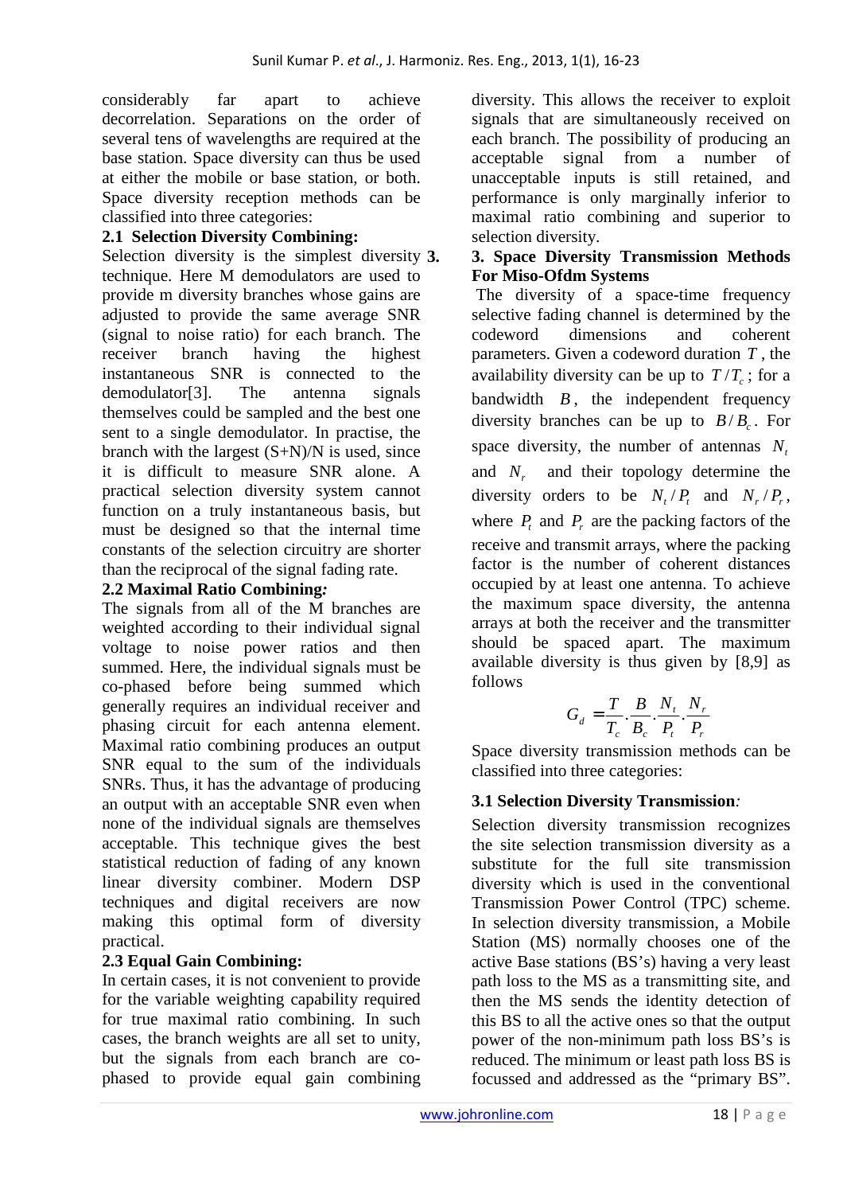considerably far apart to achieve decorrelation. Separations on the order of several tens of wavelengths are required at the base station. Space diversity can thus be used at either the mobile or base station, or both. Space diversity reception methods can be classified into three categories:

### 2.1 Selection Diversity Combining:

Selection diversity is the simplest diversity technique. Here M demodulators are used to provide m diversity branches whose gains are adjusted to provide the same average SNR (signal to noise ratio) for each branch. The receiver branch having the highest instantaneous SNR is connected to the demodulator[3]. The antenna signals themselves could be sampled and the best one sent to a single demodulator. In practise, the branch with the largest (S+N)/N is used, since it is difficult to measure SNR alone. A practical selection diversity system cannot function on a truly instantaneous basis, but must be designed so that the internal time constants of the selection circuitry are shorter than the reciprocal of the signal fading rate.

### 2.2 Maximal Ratio Combining*:*

The signals from all of the M branches are weighted according to their individual signal voltage to noise power ratios and then summed. Here, the individual signals must be co-phased before being summed which generally requires an individual receiver and phasing circuit for each antenna element. Maximal ratio combining produces an output SNR equal to the sum of the individuals SNRs. Thus, it has the advantage of producing an output with an acceptable SNR even when none of the individual signals are themselves acceptable. This technique gives the best statistical reduction of fading of any known linear diversity combiner. Modern DSP techniques and digital receivers are now making this optimal form of diversity practical.

### 2.3 Equal Gain Combining:

In certain cases, it is not convenient to provide for the variable weighting capability required for true maximal ratio combining. In such cases, the branch weights are all set to unity, but the signals from each branch are co-phased to provide equal gain combining diversity. This allows the receiver to exploit signals that are simultaneously received on each branch. The possibility of producing an acceptable signal from a number of unacceptable inputs is still retained, and performance is only marginally inferior to maximal ratio combining and superior to selection diversity.

## 3. Space Diversity Transmission Methods For Miso-Ofdm Systems

The diversity of a space-time frequency selective fading channel is determined by the codeword dimensions and coherent parameters. Given a codeword duration $T$, the availability diversity can be up to $T/T_c$; for a bandwidth $B$, the independent frequency diversity branches can be up to $B/B_c$. For space diversity, the number of antennas $N_t$ and $N_r$ and their topology determine the diversity orders to be $N_t/P_t$ and $N_r/P_r$, where $P_t$ and $P_r$ are the packing factors of the receive and transmit arrays, where the packing factor is the number of coherent distances occupied by at least one antenna. To achieve the maximum space diversity, the antenna arrays at both the receiver and the transmitter should be spaced apart. The maximum available diversity is thus given by [8,9] as follows

$$G_d = \frac{T}{T_c} \cdot \frac{B}{B_c} \cdot \frac{N_t}{P_t} \cdot \frac{N_r}{P_r}$$

Space diversity transmission methods can be classified into three categories:

### 3.1 Selection Diversity Transmission*:*

Selection diversity transmission recognizes the site selection transmission diversity as a substitute for the full site transmission diversity which is used in the conventional Transmission Power Control (TPC) scheme. In selection diversity transmission, a Mobile Station (MS) normally chooses one of the active Base stations (BS's) having a very least path loss to the MS as a transmitting site, and then the MS sends the identity detection of this BS to all the active ones so that the output power of the non-minimum path loss BS's is reduced. The minimum or least path loss BS is focussed and addressed as the "primary BS".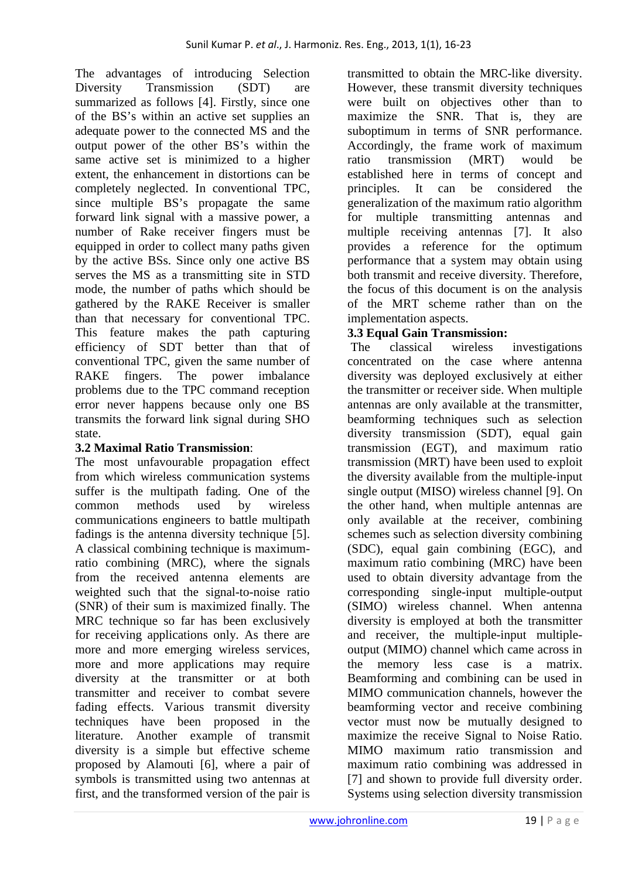The advantages of introducing Selection Diversity Transmission (SDT) are summarized as follows [4]. Firstly, since one of the BS's within an active set supplies an adequate power to the connected MS and the output power of the other BS's within the same active set is minimized to a higher extent, the enhancement in distortions can be completely neglected. In conventional TPC, since multiple BS's propagate the same forward link signal with a massive power, a number of Rake receiver fingers must be equipped in order to collect many paths given by the active BSs. Since only one active BS serves the MS as a transmitting site in STD mode, the number of paths which should be gathered by the RAKE Receiver is smaller than that necessary for conventional TPC. This feature makes the path capturing efficiency of SDT better than that of conventional TPC, given the same number of RAKE fingers. The power imbalance problems due to the TPC command reception error never happens because only one BS transmits the forward link signal during SHO state.

### 3.2 Maximal Ratio Transmission:

The most unfavourable propagation effect from which wireless communication systems suffer is the multipath fading. One of the common methods used by wireless communications engineers to battle multipath fadings is the antenna diversity technique [5]. A classical combining technique is maximum-ratio combining (MRC), where the signals from the received antenna elements are weighted such that the signal-to-noise ratio (SNR) of their sum is maximized finally. The MRC technique so far has been exclusively for receiving applications only. As there are more and more emerging wireless services, more and more applications may require diversity at the transmitter or at both transmitter and receiver to combat severe fading effects. Various transmit diversity techniques have been proposed in the literature. Another example of transmit diversity is a simple but effective scheme proposed by Alamouti [6], where a pair of symbols is transmitted using two antennas at first, and the transformed version of the pair is transmitted to obtain the MRC-like diversity. However, these transmit diversity techniques were built on objectives other than to maximize the SNR. That is, they are suboptimum in terms of SNR performance. Accordingly, the frame work of maximum ratio transmission (MRT) would be established here in terms of concept and principles. It can be considered the generalization of the maximum ratio algorithm for multiple transmitting antennas and multiple receiving antennas [7]. It also provides a reference for the optimum performance that a system may obtain using both transmit and receive diversity. Therefore, the focus of this document is on the analysis of the MRT scheme rather than on the implementation aspects.

### 3.3 Equal Gain Transmission:

The classical wireless investigations concentrated on the case where antenna diversity was deployed exclusively at either the transmitter or receiver side. When multiple antennas are only available at the transmitter, beamforming techniques such as selection diversity transmission (SDT), equal gain transmission (EGT), and maximum ratio transmission (MRT) have been used to exploit the diversity available from the multiple-input single output (MISO) wireless channel [9]. On the other hand, when multiple antennas are only available at the receiver, combining schemes such as selection diversity combining (SDC), equal gain combining (EGC), and maximum ratio combining (MRC) have been used to obtain diversity advantage from the corresponding single-input multiple-output (SIMO) wireless channel. When antenna diversity is employed at both the transmitter and receiver, the multiple-input multiple-output (MIMO) channel which came across in the memory less case is a matrix. Beamforming and combining can be used in MIMO communication channels, however the beamforming vector and receive combining vector must now be mutually designed to maximize the receive Signal to Noise Ratio. MIMO maximum ratio transmission and maximum ratio combining was addressed in [7] and shown to provide full diversity order. Systems using selection diversity transmission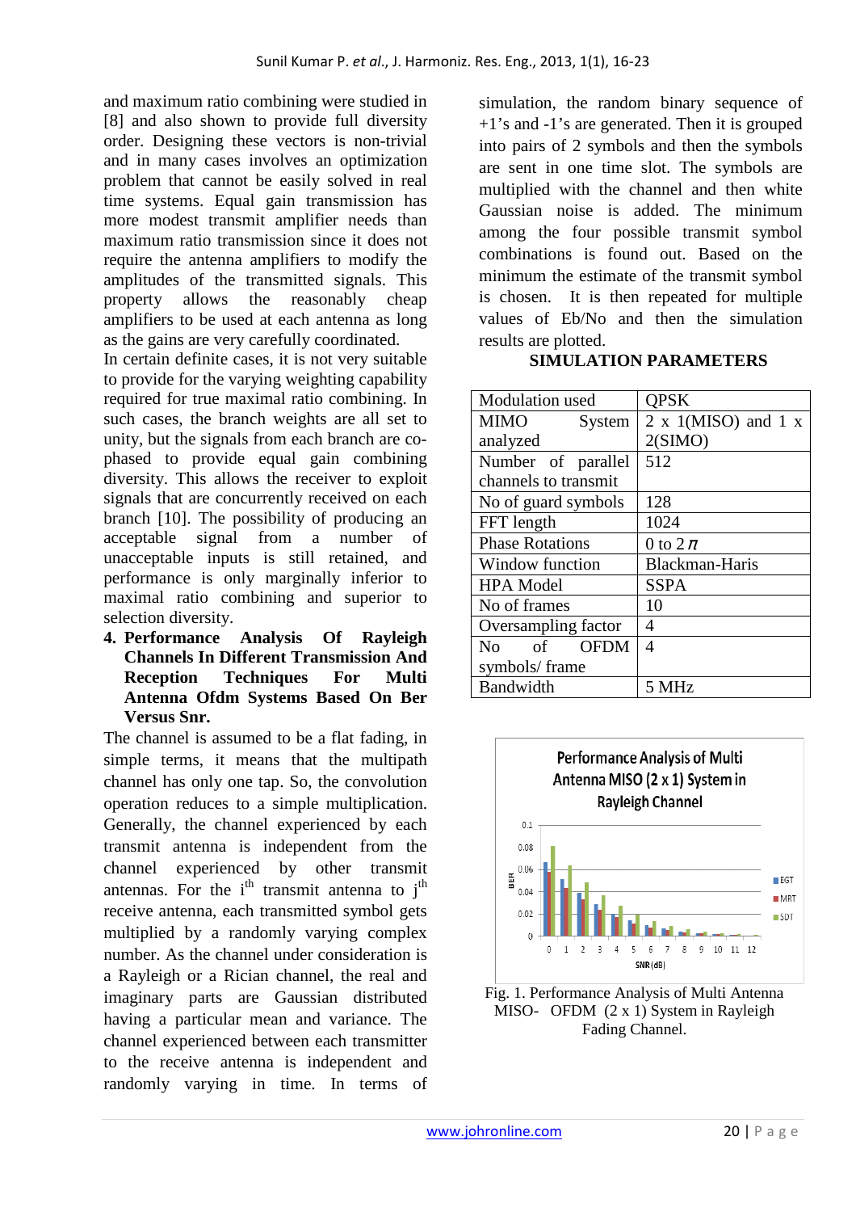and maximum ratio combining were studied in [8] and also shown to provide full diversity order. Designing these vectors is non-trivial and in many cases involves an optimization problem that cannot be easily solved in real time systems. Equal gain transmission has more modest transmit amplifier needs than maximum ratio transmission since it does not require the antenna amplifiers to modify the amplitudes of the transmitted signals. This property allows the reasonably cheap amplifiers to be used at each antenna as long as the gains are very carefully coordinated.

In certain definite cases, it is not very suitable to provide for the varying weighting capability required for true maximal ratio combining. In such cases, the branch weights are all set to unity, but the signals from each branch are co-phased to provide equal gain combining diversity. This allows the receiver to exploit signals that are concurrently received on each branch [10]. The possibility of producing an acceptable signal from a number of unacceptable inputs is still retained, and performance is only marginally inferior to maximal ratio combining and superior to selection diversity.

## 4. Performance Analysis Of Rayleigh Channels In Different Transmission And Reception Techniques For Multi Antenna Ofdm Systems Based On Ber Versus Snr.

The channel is assumed to be a flat fading, in simple terms, it means that the multipath channel has only one tap. So, the convolution operation reduces to a simple multiplication. Generally, the channel experienced by each transmit antenna is independent from the channel experienced by other transmit antennas. For the $i^{th}$ transmit antenna to $j^{th}$ receive antenna, each transmitted symbol gets multiplied by a randomly varying complex number. As the channel under consideration is a Rayleigh or a Rician channel, the real and imaginary parts are Gaussian distributed having a particular mean and variance. The channel experienced between each transmitter to the receive antenna is independent and randomly varying in time. In terms of simulation, the random binary sequence of +1's and -1's are generated. Then it is grouped into pairs of 2 symbols and then the symbols are sent in one time slot. The symbols are multiplied with the channel and then white Gaussian noise is added. The minimum among the four possible transmit symbol combinations is found out. Based on the minimum the estimate of the transmit symbol is chosen. It is then repeated for multiple values of Eb/No and then the simulation results are plotted.

**SIMULATION PARAMETERS**

| Parameter | Value |
|---|---|
| Modulation used | QPSK |
| MIMO System analyzed | 2 x 1(MISO) and 1 x 2(SIMO) |
| Number of parallel channels to transmit | 512 |
| No of guard symbols | 128 |
| FFT length | 1024 |
| Phase Rotations | 0 to $2\pi$ |
| Window function | Blackman-Haris |
| HPA Model | SSPA |
| No of frames | 10 |
| Oversampling factor | 4 |
| No of OFDM symbols/ frame | 4 |
| Bandwidth | 5 MHz |

Fig. 1. Performance Analysis of Multi Antenna MISO- OFDM (2 x 1) System in Rayleigh Fading Channel.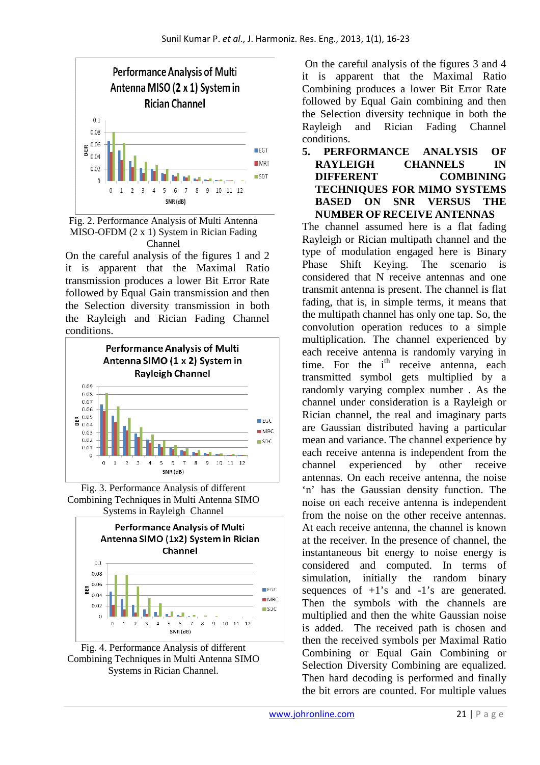Fig. 2. Performance Analysis of Multi Antenna MISO-OFDM (2 x 1) System in Rician Fading Channel

On the careful analysis of the figures 1 and 2 it is apparent that the Maximal Ratio transmission produces a lower Bit Error Rate followed by Equal Gain transmission and then the Selection diversity transmission in both the Rayleigh and Rician Fading Channel conditions.

Fig. 3. Performance Analysis of different Combining Techniques in Multi Antenna SIMO Systems in Rayleigh Channel

Fig. 4. Performance Analysis of different Combining Techniques in Multi Antenna SIMO Systems in Rician Channel.

On the careful analysis of the figures 3 and 4 it is apparent that the Maximal Ratio Combining produces a lower Bit Error Rate followed by Equal Gain combining and then the Selection diversity technique in both the Rayleigh and Rician Fading Channel conditions.

## 5. PERFORMANCE ANALYSIS OF RAYLEIGH CHANNELS IN DIFFERENT COMBINING TECHNIQUES FOR MIMO SYSTEMS BASED ON SNR VERSUS THE NUMBER OF RECEIVE ANTENNAS

The channel assumed here is a flat fading Rayleigh or Rician multipath channel and the type of modulation engaged here is Binary Phase Shift Keying. The scenario is considered that N receive antennas and one transmit antenna is present. The channel is flat fading, that is, in simple terms, it means that the multipath channel has only one tap. So, the convolution operation reduces to a simple multiplication. The channel experienced by each receive antenna is randomly varying in time. For the $i^{th}$ receive antenna, each transmitted symbol gets multiplied by a randomly varying complex number . As the channel under consideration is a Rayleigh or Rician channel, the real and imaginary parts are Gaussian distributed having a particular mean and variance. The channel experience by each receive antenna is independent from the channel experienced by other receive antennas. On each receive antenna, the noise 'n' has the Gaussian density function. The noise on each receive antenna is independent from the noise on the other receive antennas. At each receive antenna, the channel is known at the receiver. In the presence of channel, the instantaneous bit energy to noise energy is considered and computed. In terms of simulation, initially the random binary sequences of +1's and -1's are generated. Then the symbols with the channels are multiplied and then the white Gaussian noise is added. The received path is chosen and then the received symbols per Maximal Ratio Combining or Equal Gain Combining or Selection Diversity Combining are equalized. Then hard decoding is performed and finally the bit errors are counted. For multiple values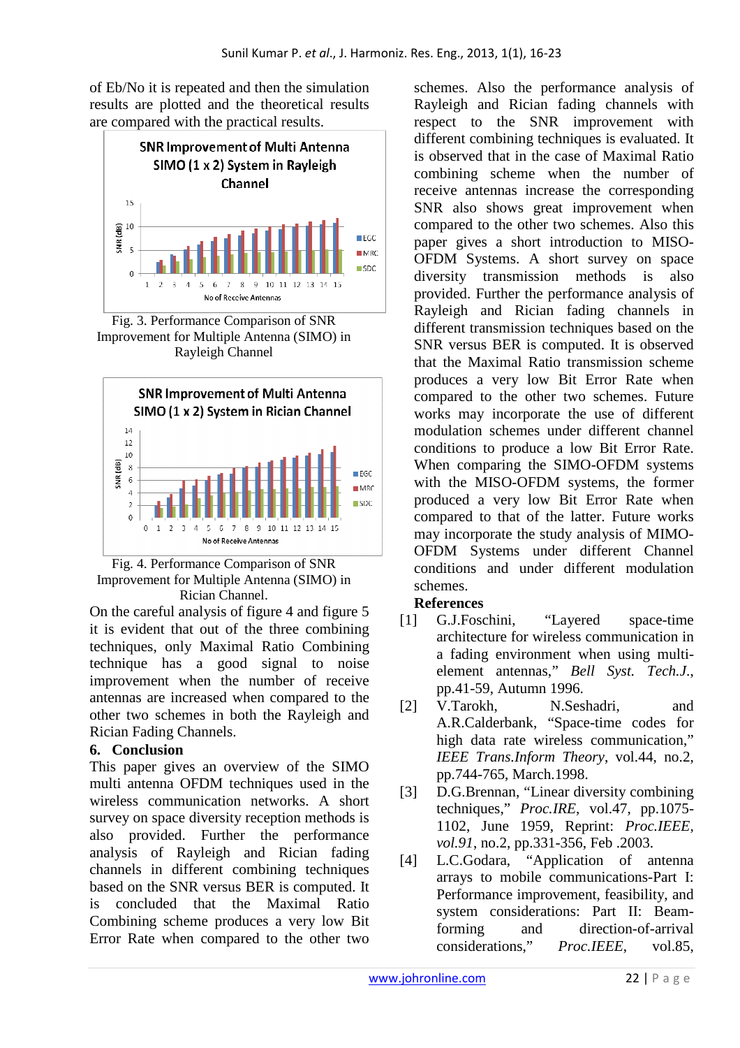of Eb/No it is repeated and then the simulation results are plotted and the theoretical results are compared with the practical results.

Fig. 3. Performance Comparison of SNR Improvement for Multiple Antenna (SIMO) in Rayleigh Channel

Fig. 4. Performance Comparison of SNR Improvement for Multiple Antenna (SIMO) in Rician Channel.

On the careful analysis of figure 4 and figure 5 it is evident that out of the three combining techniques, only Maximal Ratio Combining technique has a good signal to noise improvement when the number of receive antennas are increased when compared to the other two schemes in both the Rayleigh and Rician Fading Channels.

## 6. Conclusion

This paper gives an overview of the SIMO multi antenna OFDM techniques used in the wireless communication networks. A short survey on space diversity reception methods is also provided. Further the performance analysis of Rayleigh and Rician fading channels in different combining techniques based on the SNR versus BER is computed. It is concluded that the Maximal Ratio Combining scheme produces a very low Bit Error Rate when compared to the other two schemes. Also the performance analysis of Rayleigh and Rician fading channels with respect to the SNR improvement with different combining techniques is evaluated. It is observed that in the case of Maximal Ratio combining scheme when the number of receive antennas increase the corresponding SNR also shows great improvement when compared to the other two schemes. Also this paper gives a short introduction to MISO-OFDM Systems. A short survey on space diversity transmission methods is also provided. Further the performance analysis of Rayleigh and Rician fading channels in different transmission techniques based on the SNR versus BER is computed. It is observed that the Maximal Ratio transmission scheme produces a very low Bit Error Rate when compared to the other two schemes. Future works may incorporate the use of different modulation schemes under different channel conditions to produce a low Bit Error Rate. When comparing the SIMO-OFDM systems with the MISO-OFDM systems, the former produced a very low Bit Error Rate when compared to that of the latter. Future works may incorporate the study analysis of MIMO-OFDM Systems under different Channel conditions and under different modulation schemes.

## References

[1] G.J.Foschini, "Layered space-time architecture for wireless communication in a fading environment when using multi-element antennas," *Bell Syst. Tech.J.*, pp.41-59, Autumn 1996.

[2] V.Tarokh, N.Seshadri, and A.R.Calderbank, "Space-time codes for high data rate wireless communication," *IEEE Trans.Inform Theory*, vol.44, no.2, pp.744-765, March.1998.

[3] D.G.Brennan, "Linear diversity combining techniques," *Proc.IRE*, vol.47, pp.1075-1102, June 1959, Reprint: *Proc.IEEE, vol.91*, no.2, pp.331-356, Feb .2003.

[4] L.C.Godara, "Application of antenna arrays to mobile communications-Part I: Performance improvement, feasibility, and system considerations: Part II: Beam-forming and direction-of-arrival considerations," *Proc.IEEE*, vol.85,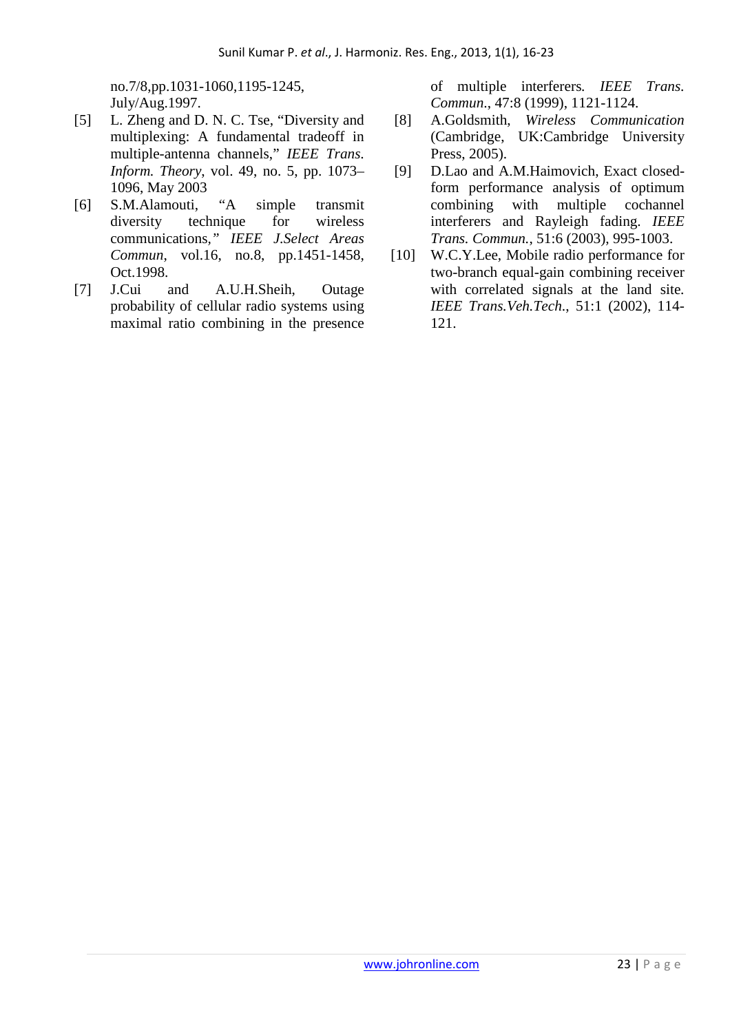no.7/8,pp.1031-1060,1195-1245, July/Aug.1997.

[5] L. Zheng and D. N. C. Tse, "Diversity and multiplexing: A fundamental tradeoff in multiple-antenna channels," *IEEE Trans. Inform. Theory*, vol. 49, no. 5, pp. 1073–1096, May 2003

[6] S.M.Alamouti, "A simple transmit diversity technique for wireless communications," *IEEE J.Select Areas Commun*, vol.16, no.8, pp.1451-1458, Oct.1998.

[7] J.Cui and A.U.H.Sheih, Outage probability of cellular radio systems using maximal ratio combining in the presence of multiple interferers. *IEEE Trans. Commun.*, 47:8 (1999), 1121-1124.

[8] A.Goldsmith, *Wireless Communication* (Cambridge, UK:Cambridge University Press, 2005).

[9] D.Lao and A.M.Haimovich, Exact closed-form performance analysis of optimum combining with multiple cochannel interferers and Rayleigh fading. *IEEE Trans. Commun.*, 51:6 (2003), 995-1003.

[10] W.C.Y.Lee, Mobile radio performance for two-branch equal-gain combining receiver with correlated signals at the land site. *IEEE Trans.Veh.Tech.*, 51:1 (2002), 114-121.